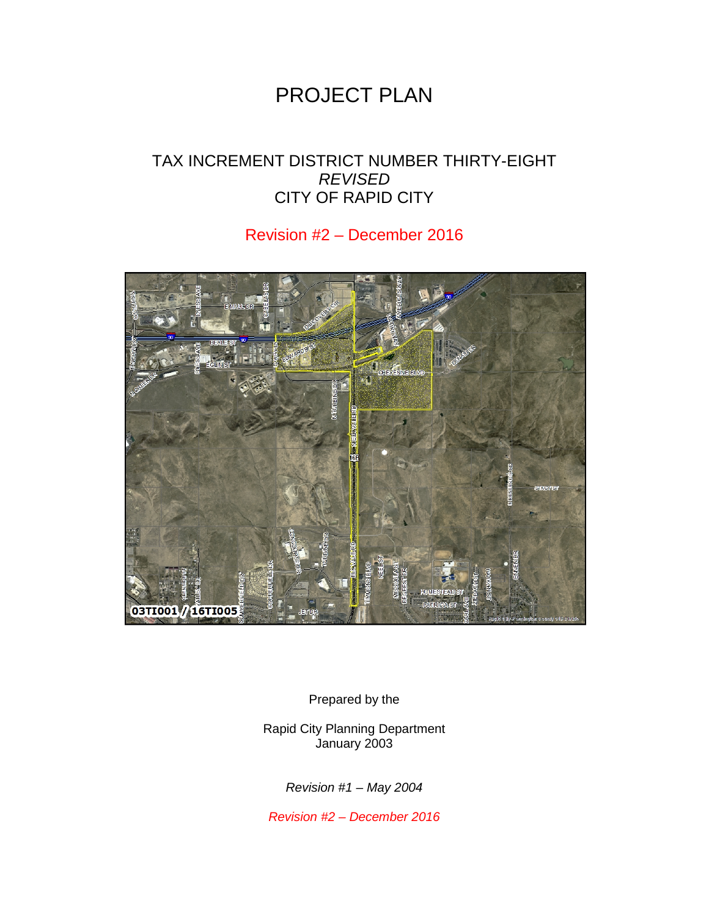# PROJECT PLAN

## TAX INCREMENT DISTRICT NUMBER THIRTY-EIGHT
## *REVISED*
## CITY OF RAPID CITY

Revision #2 – December 2016

Prepared by the

Rapid City Planning Department
January 2003

*Revision #1 – May 2004*

*Revision #2 – December 2016*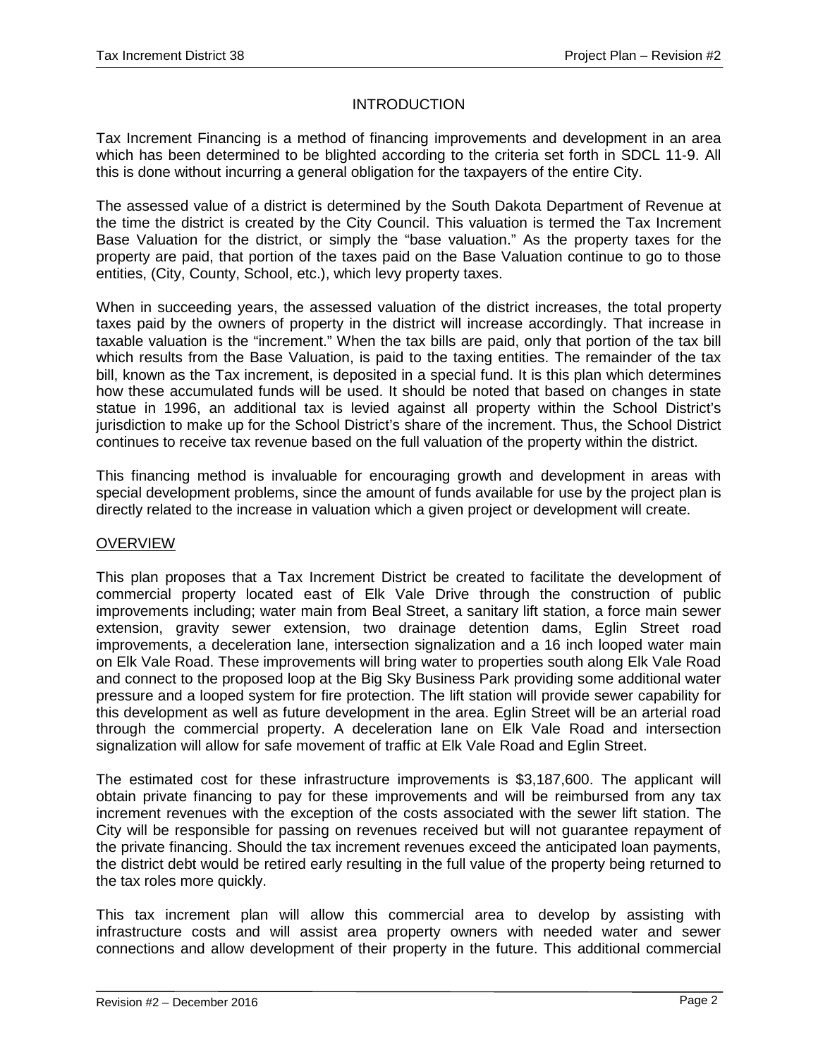## INTRODUCTION

Tax Increment Financing is a method of financing improvements and development in an area which has been determined to be blighted according to the criteria set forth in SDCL 11-9. All this is done without incurring a general obligation for the taxpayers of the entire City.

The assessed value of a district is determined by the South Dakota Department of Revenue at the time the district is created by the City Council. This valuation is termed the Tax Increment Base Valuation for the district, or simply the "base valuation." As the property taxes for the property are paid, that portion of the taxes paid on the Base Valuation continue to go to those entities, (City, County, School, etc.), which levy property taxes.

When in succeeding years, the assessed valuation of the district increases, the total property taxes paid by the owners of property in the district will increase accordingly. That increase in taxable valuation is the "increment." When the tax bills are paid, only that portion of the tax bill which results from the Base Valuation, is paid to the taxing entities. The remainder of the tax bill, known as the Tax increment, is deposited in a special fund. It is this plan which determines how these accumulated funds will be used. It should be noted that based on changes in state statue in 1996, an additional tax is levied against all property within the School District's jurisdiction to make up for the School District's share of the increment. Thus, the School District continues to receive tax revenue based on the full valuation of the property within the district.

This financing method is invaluable for encouraging growth and development in areas with special development problems, since the amount of funds available for use by the project plan is directly related to the increase in valuation which a given project or development will create.

## OVERVIEW

This plan proposes that a Tax Increment District be created to facilitate the development of commercial property located east of Elk Vale Drive through the construction of public improvements including; water main from Beal Street, a sanitary lift station, a force main sewer extension, gravity sewer extension, two drainage detention dams, Eglin Street road improvements, a deceleration lane, intersection signalization and a 16 inch looped water main on Elk Vale Road. These improvements will bring water to properties south along Elk Vale Road and connect to the proposed loop at the Big Sky Business Park providing some additional water pressure and a looped system for fire protection. The lift station will provide sewer capability for this development as well as future development in the area. Eglin Street will be an arterial road through the commercial property. A deceleration lane on Elk Vale Road and intersection signalization will allow for safe movement of traffic at Elk Vale Road and Eglin Street.

The estimated cost for these infrastructure improvements is $3,187,600. The applicant will obtain private financing to pay for these improvements and will be reimbursed from any tax increment revenues with the exception of the costs associated with the sewer lift station. The City will be responsible for passing on revenues received but will not guarantee repayment of the private financing. Should the tax increment revenues exceed the anticipated loan payments, the district debt would be retired early resulting in the full value of the property being returned to the tax roles more quickly.

This tax increment plan will allow this commercial area to develop by assisting with infrastructure costs and will assist area property owners with needed water and sewer connections and allow development of their property in the future. This additional commercial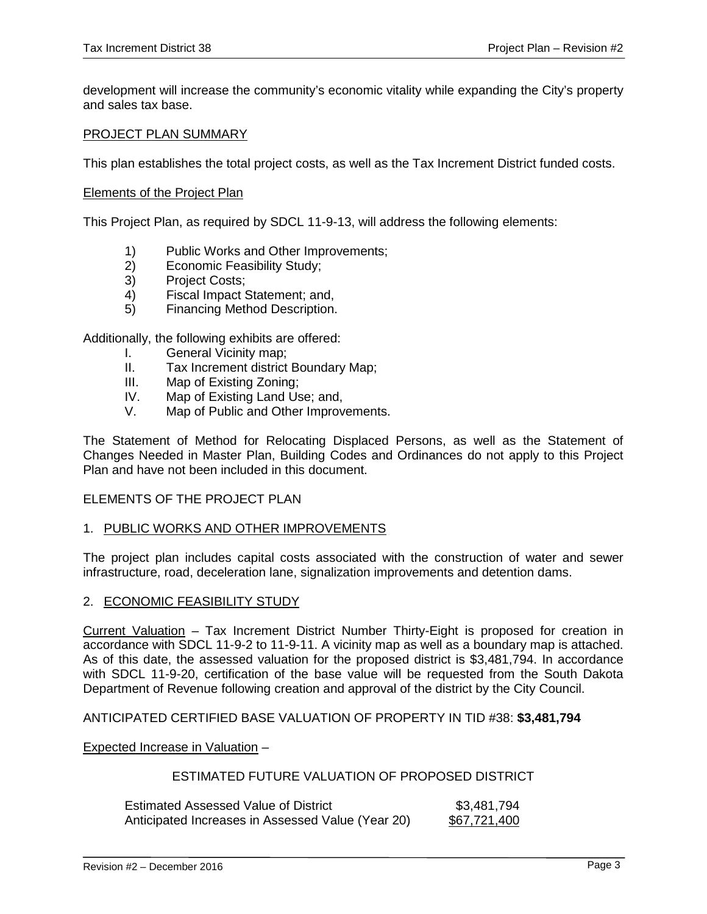development will increase the community's economic vitality while expanding the City's property and sales tax base.

## PROJECT PLAN SUMMARY

This plan establishes the total project costs, as well as the Tax Increment District funded costs.

### Elements of the Project Plan

This Project Plan, as required by SDCL 11-9-13, will address the following elements:

1) Public Works and Other Improvements;
2) Economic Feasibility Study;
3) Project Costs;
4) Fiscal Impact Statement; and,
5) Financing Method Description.

Additionally, the following exhibits are offered:

I. General Vicinity map;
II. Tax Increment district Boundary Map;
III. Map of Existing Zoning;
IV. Map of Existing Land Use; and,
V. Map of Public and Other Improvements.

The Statement of Method for Relocating Displaced Persons, as well as the Statement of Changes Needed in Master Plan, Building Codes and Ordinances do not apply to this Project Plan and have not been included in this document.

## ELEMENTS OF THE PROJECT PLAN

### 1. PUBLIC WORKS AND OTHER IMPROVEMENTS

The project plan includes capital costs associated with the construction of water and sewer infrastructure, road, deceleration lane, signalization improvements and detention dams.

### 2. ECONOMIC FEASIBILITY STUDY

Current Valuation – Tax Increment District Number Thirty-Eight is proposed for creation in accordance with SDCL 11-9-2 to 11-9-11. A vicinity map as well as a boundary map is attached. As of this date, the assessed valuation for the proposed district is $3,481,794. In accordance with SDCL 11-9-20, certification of the base value will be requested from the South Dakota Department of Revenue following creation and approval of the district by the City Council.

ANTICIPATED CERTIFIED BASE VALUATION OF PROPERTY IN TID #38: **$3,481,794**

Expected Increase in Valuation –

ESTIMATED FUTURE VALUATION OF PROPOSED DISTRICT

| | |
|---|---|
| Estimated Assessed Value of District | $3,481,794 |
| Anticipated Increases in Assessed Value (Year 20) | $67,721,400 |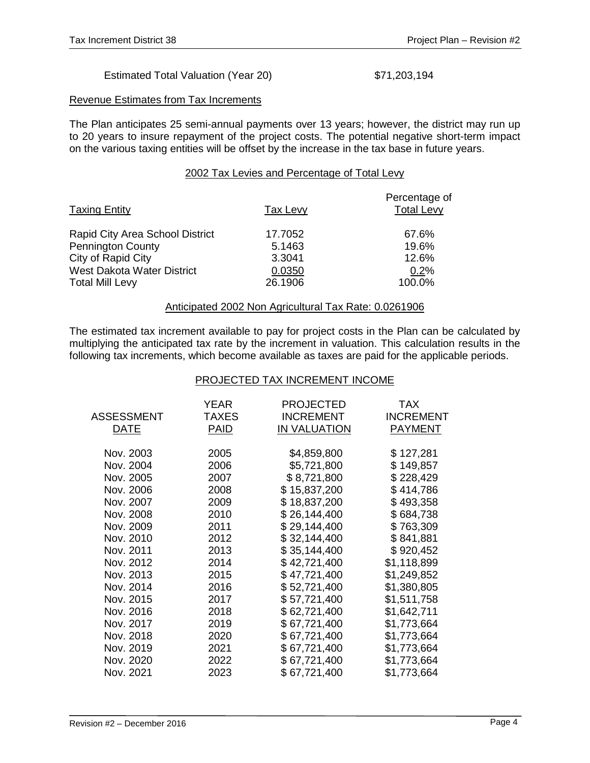Estimated Total Valuation (Year 20) $71,203,194

Revenue Estimates from Tax Increments

The Plan anticipates 25 semi-annual payments over 13 years; however, the district may run up to 20 years to insure repayment of the project costs. The potential negative short-term impact on the various taxing entities will be offset by the increase in the tax base in future years.

2002 Tax Levies and Percentage of Total Levy

| Taxing Entity | Tax Levy | Percentage of Total Levy |
|---|---|---|
| Rapid City Area School District | 17.7052 | 67.6% |
| Pennington County | 5.1463 | 19.6% |
| City of Rapid City | 3.3041 | 12.6% |
| West Dakota Water District | 0.0350 | 0.2% |
| Total Mill Levy | 26.1906 | 100.0% |

Anticipated 2002 Non Agricultural Tax Rate: 0.0261906

The estimated tax increment available to pay for project costs in the Plan can be calculated by multiplying the anticipated tax rate by the increment in valuation. This calculation results in the following tax increments, which become available as taxes are paid for the applicable periods.

PROJECTED TAX INCREMENT INCOME

| ASSESSMENT DATE | YEAR TAXES PAID | PROJECTED INCREMENT IN VALUATION | TAX INCREMENT PAYMENT |
|---|---|---|---|
| Nov. 2003 | 2005 | $4,859,800 | $ 127,281 |
| Nov. 2004 | 2006 | $5,721,800 | $ 149,857 |
| Nov. 2005 | 2007 | $ 8,721,800 | $ 228,429 |
| Nov. 2006 | 2008 | $ 15,837,200 | $ 414,786 |
| Nov. 2007 | 2009 | $ 18,837,200 | $ 493,358 |
| Nov. 2008 | 2010 | $ 26,144,400 | $ 684,738 |
| Nov. 2009 | 2011 | $ 29,144,400 | $ 763,309 |
| Nov. 2010 | 2012 | $ 32,144,400 | $ 841,881 |
| Nov. 2011 | 2013 | $ 35,144,400 | $ 920,452 |
| Nov. 2012 | 2014 | $ 42,721,400 | $1,118,899 |
| Nov. 2013 | 2015 | $ 47,721,400 | $1,249,852 |
| Nov. 2014 | 2016 | $ 52,721,400 | $1,380,805 |
| Nov. 2015 | 2017 | $ 57,721,400 | $1,511,758 |
| Nov. 2016 | 2018 | $ 62,721,400 | $1,642,711 |
| Nov. 2017 | 2019 | $ 67,721,400 | $1,773,664 |
| Nov. 2018 | 2020 | $ 67,721,400 | $1,773,664 |
| Nov. 2019 | 2021 | $ 67,721,400 | $1,773,664 |
| Nov. 2020 | 2022 | $ 67,721,400 | $1,773,664 |
| Nov. 2021 | 2023 | $ 67,721,400 | $1,773,664 |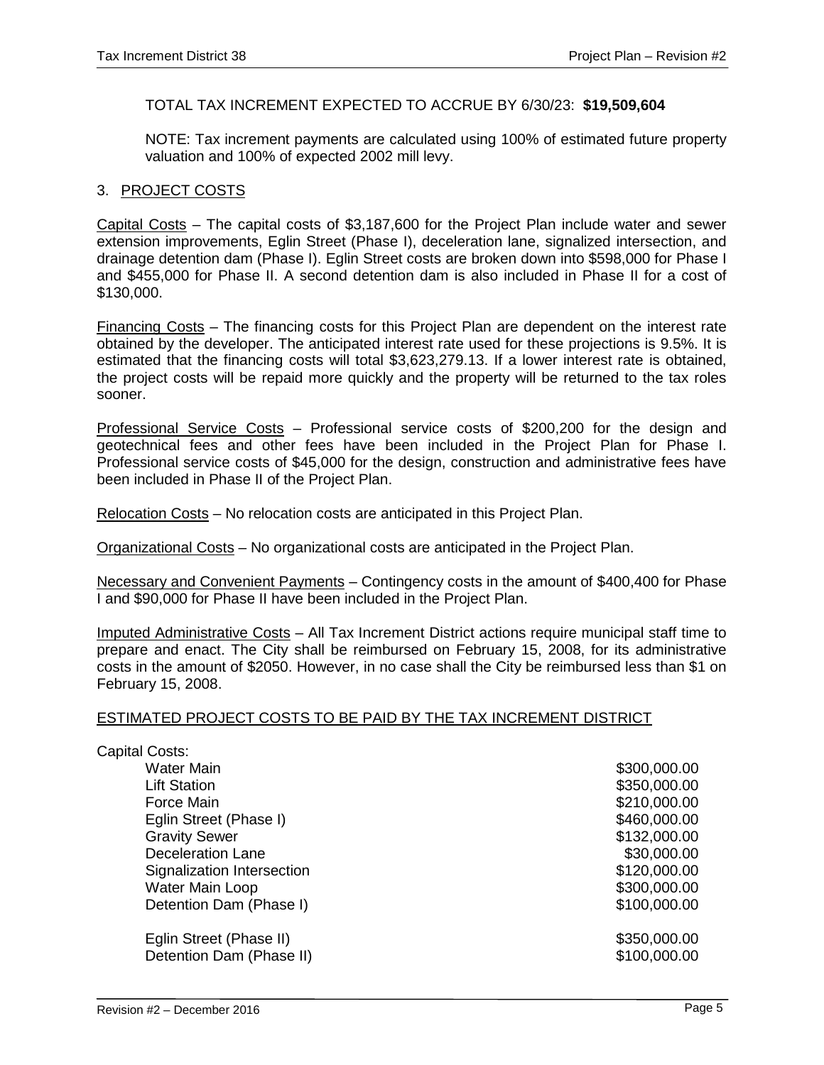TOTAL TAX INCREMENT EXPECTED TO ACCRUE BY 6/30/23: **$19,509,604**

NOTE: Tax increment payments are calculated using 100% of estimated future property valuation and 100% of expected 2002 mill levy.

## 3. PROJECT COSTS

Capital Costs – The capital costs of $3,187,600 for the Project Plan include water and sewer extension improvements, Eglin Street (Phase I), deceleration lane, signalized intersection, and drainage detention dam (Phase I). Eglin Street costs are broken down into $598,000 for Phase I and $455,000 for Phase II. A second detention dam is also included in Phase II for a cost of $130,000.

Financing Costs – The financing costs for this Project Plan are dependent on the interest rate obtained by the developer. The anticipated interest rate used for these projections is 9.5%. It is estimated that the financing costs will total $3,623,279.13. If a lower interest rate is obtained, the project costs will be repaid more quickly and the property will be returned to the tax roles sooner.

Professional Service Costs – Professional service costs of $200,200 for the design and geotechnical fees and other fees have been included in the Project Plan for Phase I. Professional service costs of $45,000 for the design, construction and administrative fees have been included in Phase II of the Project Plan.

Relocation Costs – No relocation costs are anticipated in this Project Plan.

Organizational Costs – No organizational costs are anticipated in the Project Plan.

Necessary and Convenient Payments – Contingency costs in the amount of $400,400 for Phase I and $90,000 for Phase II have been included in the Project Plan.

Imputed Administrative Costs – All Tax Increment District actions require municipal staff time to prepare and enact. The City shall be reimbursed on February 15, 2008, for its administrative costs in the amount of $2050. However, in no case shall the City be reimbursed less than $1 on February 15, 2008.

### ESTIMATED PROJECT COSTS TO BE PAID BY THE TAX INCREMENT DISTRICT

Capital Costs:

| Item | Cost |
|---|---|
| Water Main | $300,000.00 |
| Lift Station | $350,000.00 |
| Force Main | $210,000.00 |
| Eglin Street (Phase I) | $460,000.00 |
| Gravity Sewer | $132,000.00 |
| Deceleration Lane | $30,000.00 |
| Signalization Intersection | $120,000.00 |
| Water Main Loop | $300,000.00 |
| Detention Dam (Phase I) | $100,000.00 |
| Eglin Street (Phase II) | $350,000.00 |
| Detention Dam (Phase II) | $100,000.00 |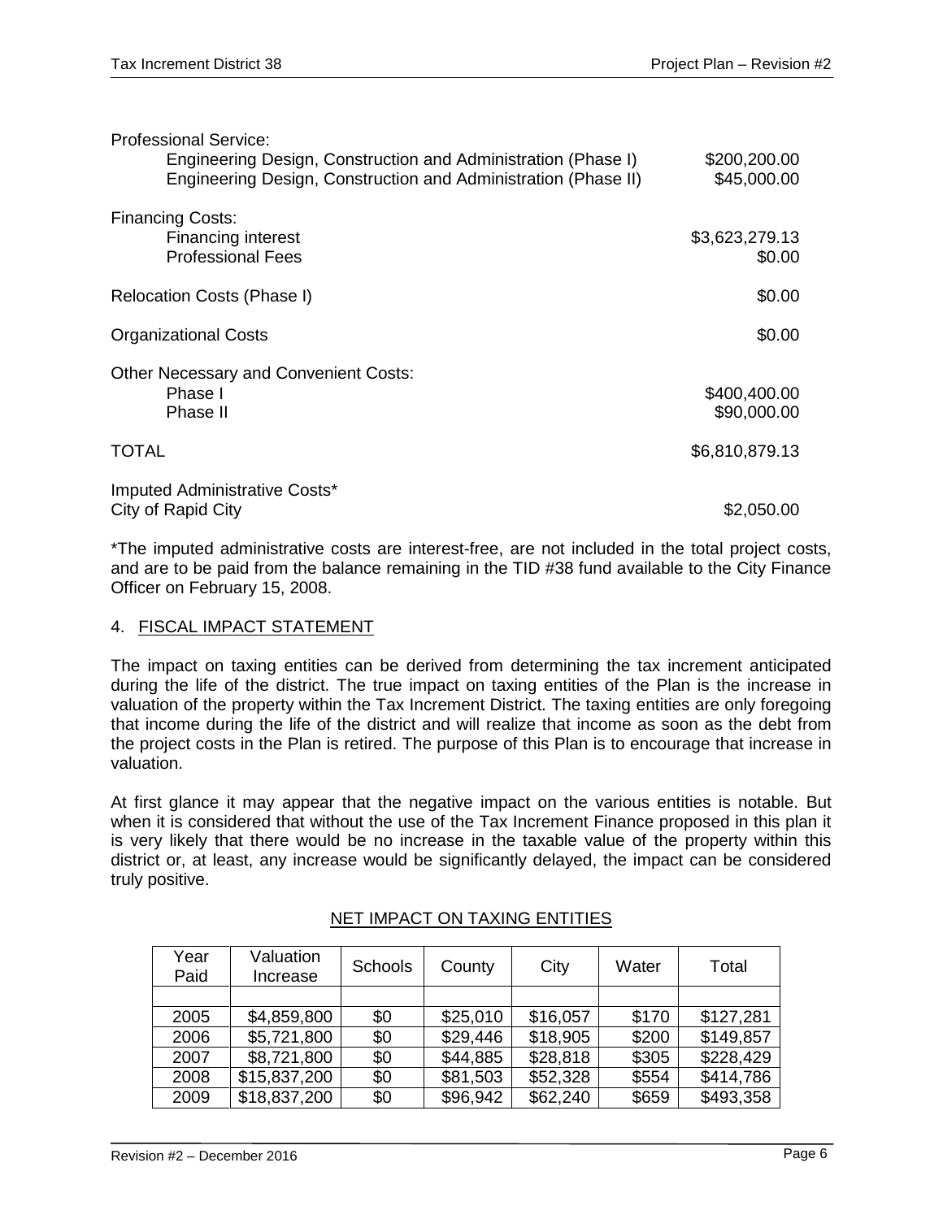Professional Service:

| | |
|---|---|
| Engineering Design, Construction and Administration (Phase I) | $200,200.00 |
| Engineering Design, Construction and Administration (Phase II) | $45,000.00 |

Financing Costs:

| | |
|---|---|
| Financing interest | $3,623,279.13 |
| Professional Fees | $0.00 |

| | |
|---|---|
| Relocation Costs (Phase I) | $0.00 |
| Organizational Costs | $0.00 |

Other Necessary and Convenient Costs:

| | |
|---|---|
| Phase I | $400,400.00 |
| Phase II | $90,000.00 |

| | |
|---|---|
| TOTAL | $6,810,879.13 |

Imputed Administrative Costs*

| | |
|---|---|
| City of Rapid City | $2,050.00 |

*The imputed administrative costs are interest-free, are not included in the total project costs, and are to be paid from the balance remaining in the TID #38 fund available to the City Finance Officer on February 15, 2008.

## 4. FISCAL IMPACT STATEMENT

The impact on taxing entities can be derived from determining the tax increment anticipated during the life of the district. The true impact on taxing entities of the Plan is the increase in valuation of the property within the Tax Increment District. The taxing entities are only foregoing that income during the life of the district and will realize that income as soon as the debt from the project costs in the Plan is retired. The purpose of this Plan is to encourage that increase in valuation.

At first glance it may appear that the negative impact on the various entities is notable. But when it is considered that without the use of the Tax Increment Finance proposed in this plan it is very likely that there would be no increase in the taxable value of the property within this district or, at least, any increase would be significantly delayed, the impact can be considered truly positive.

### NET IMPACT ON TAXING ENTITIES

| Year Paid | Valuation Increase | Schools | County | City | Water | Total |
|---|---|---|---|---|---|---|
| | | | | | | |
| 2005 | $4,859,800 | $0 | $25,010 | $16,057 | $170 | $127,281 |
| 2006 | $5,721,800 | $0 | $29,446 | $18,905 | $200 | $149,857 |
| 2007 | $8,721,800 | $0 | $44,885 | $28,818 | $305 | $228,429 |
| 2008 | $15,837,200 | $0 | $81,503 | $52,328 | $554 | $414,786 |
| 2009 | $18,837,200 | $0 | $96,942 | $62,240 | $659 | $493,358 |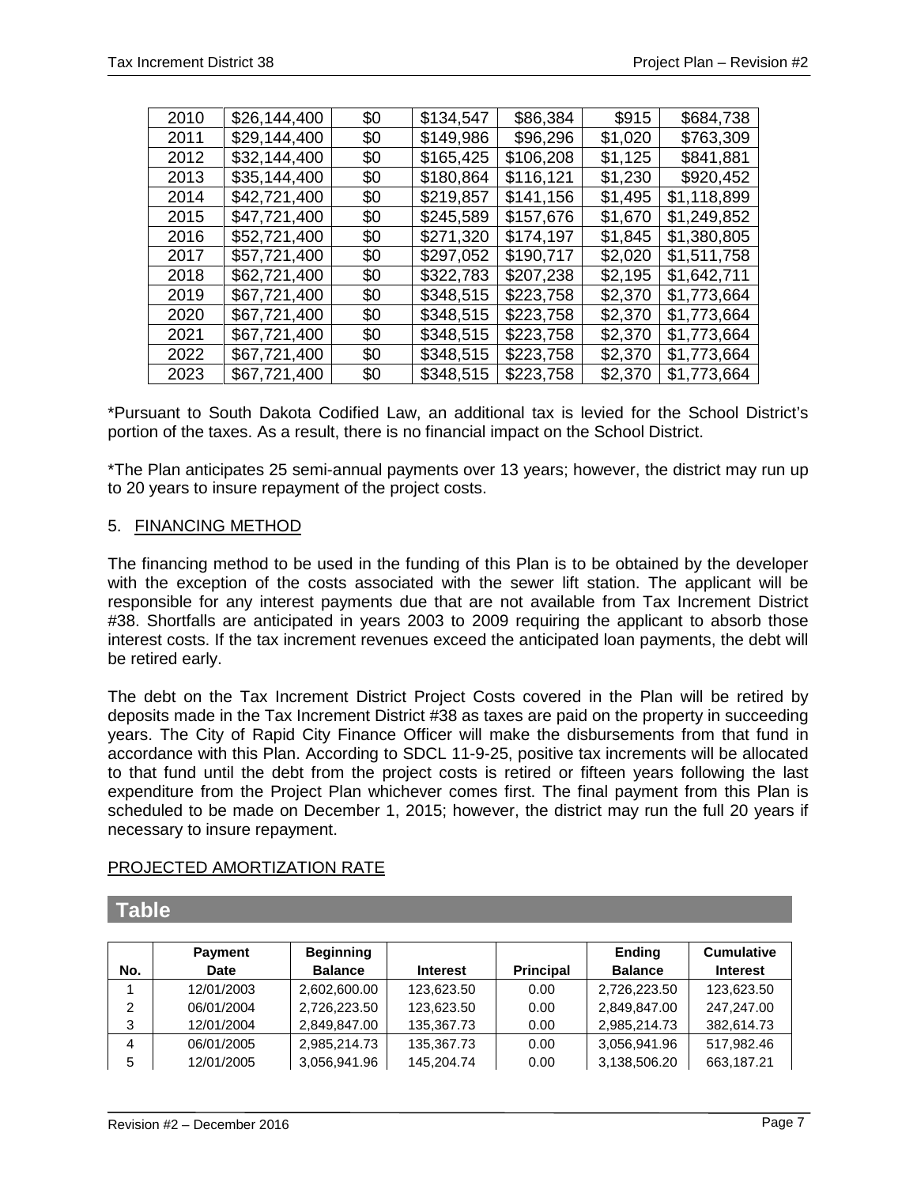| 2010 | $26,144,400 | $0 | $134,547 | $86,384 | $915 | $684,738 |
|---|---|---|---|---|---|---|
| 2011 | $29,144,400 | $0 | $149,986 | $96,296 | $1,020 | $763,309 |
| 2012 | $32,144,400 | $0 | $165,425 | $106,208 | $1,125 | $841,881 |
| 2013 | $35,144,400 | $0 | $180,864 | $116,121 | $1,230 | $920,452 |
| 2014 | $42,721,400 | $0 | $219,857 | $141,156 | $1,495 | $1,118,899 |
| 2015 | $47,721,400 | $0 | $245,589 | $157,676 | $1,670 | $1,249,852 |
| 2016 | $52,721,400 | $0 | $271,320 | $174,197 | $1,845 | $1,380,805 |
| 2017 | $57,721,400 | $0 | $297,052 | $190,717 | $2,020 | $1,511,758 |
| 2018 | $62,721,400 | $0 | $322,783 | $207,238 | $2,195 | $1,642,711 |
| 2019 | $67,721,400 | $0 | $348,515 | $223,758 | $2,370 | $1,773,664 |
| 2020 | $67,721,400 | $0 | $348,515 | $223,758 | $2,370 | $1,773,664 |
| 2021 | $67,721,400 | $0 | $348,515 | $223,758 | $2,370 | $1,773,664 |
| 2022 | $67,721,400 | $0 | $348,515 | $223,758 | $2,370 | $1,773,664 |
| 2023 | $67,721,400 | $0 | $348,515 | $223,758 | $2,370 | $1,773,664 |

*Pursuant to South Dakota Codified Law, an additional tax is levied for the School District's portion of the taxes. As a result, there is no financial impact on the School District.

*The Plan anticipates 25 semi-annual payments over 13 years; however, the district may run up to 20 years to insure repayment of the project costs.

5. FINANCING METHOD

The financing method to be used in the funding of this Plan is to be obtained by the developer with the exception of the costs associated with the sewer lift station. The applicant will be responsible for any interest payments due that are not available from Tax Increment District #38. Shortfalls are anticipated in years 2003 to 2009 requiring the applicant to absorb those interest costs. If the tax increment revenues exceed the anticipated loan payments, the debt will be retired early.

The debt on the Tax Increment District Project Costs covered in the Plan will be retired by deposits made in the Tax Increment District #38 as taxes are paid on the property in succeeding years. The City of Rapid City Finance Officer will make the disbursements from that fund in accordance with this Plan. According to SDCL 11-9-25, positive tax increments will be allocated to that fund until the debt from the project costs is retired or fifteen years following the last expenditure from the Project Plan whichever comes first. The final payment from this Plan is scheduled to be made on December 1, 2015; however, the district may run the full 20 years if necessary to insure repayment.

PROJECTED AMORTIZATION RATE

**Table**

| No. | Payment Date | Beginning Balance | Interest | Principal | Ending Balance | Cumulative Interest |
|---|---|---|---|---|---|---|
| 1 | 12/01/2003 | 2,602,600.00 | 123,623.50 | 0.00 | 2,726,223.50 | 123,623.50 |
| 2 | 06/01/2004 | 2,726,223.50 | 123,623.50 | 0.00 | 2,849,847.00 | 247,247.00 |
| 3 | 12/01/2004 | 2,849,847.00 | 135,367.73 | 0.00 | 2,985,214.73 | 382,614.73 |
| 4 | 06/01/2005 | 2,985,214.73 | 135,367.73 | 0.00 | 3,056,941.96 | 517,982.46 |
| 5 | 12/01/2005 | 3,056,941.96 | 145,204.74 | 0.00 | 3,138,506.20 | 663,187.21 |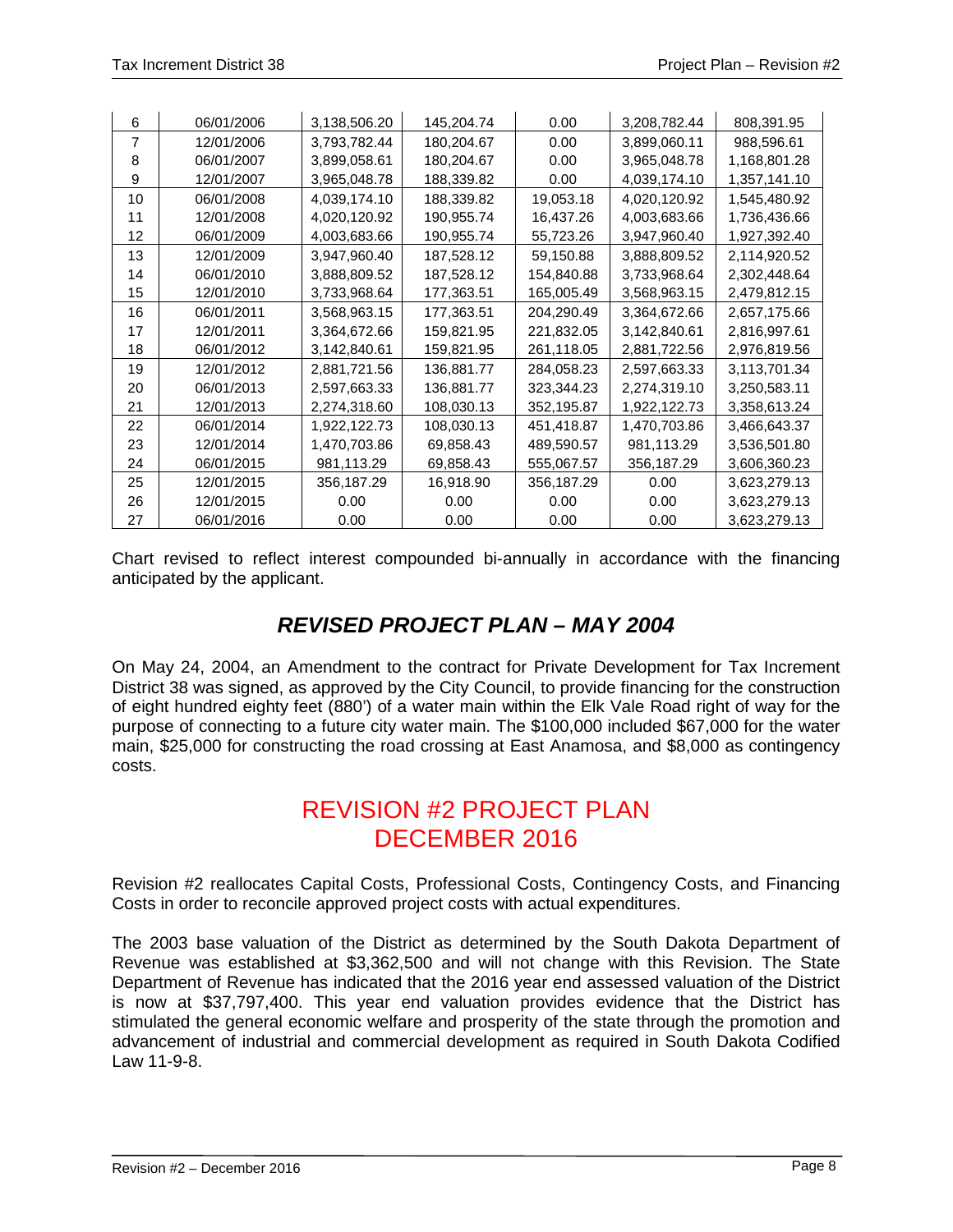| 6 | 06/01/2006 | 3,138,506.20 | 145,204.74 | 0.00 | 3,208,782.44 | 808,391.95 |
|---|---|---|---|---|---|---|
| 7 | 12/01/2006 | 3,793,782.44 | 180,204.67 | 0.00 | 3,899,060.11 | 988,596.61 |
| 8 | 06/01/2007 | 3,899,058.61 | 180,204.67 | 0.00 | 3,965,048.78 | 1,168,801.28 |
| 9 | 12/01/2007 | 3,965,048.78 | 188,339.82 | 0.00 | 4,039,174.10 | 1,357,141.10 |
| 10 | 06/01/2008 | 4,039,174.10 | 188,339.82 | 19,053.18 | 4,020,120.92 | 1,545,480.92 |
| 11 | 12/01/2008 | 4,020,120.92 | 190,955.74 | 16,437.26 | 4,003,683.66 | 1,736,436.66 |
| 12 | 06/01/2009 | 4,003,683.66 | 190,955.74 | 55,723.26 | 3,947,960.40 | 1,927,392.40 |
| 13 | 12/01/2009 | 3,947,960.40 | 187,528.12 | 59,150.88 | 3,888,809.52 | 2,114,920.52 |
| 14 | 06/01/2010 | 3,888,809.52 | 187,528.12 | 154,840.88 | 3,733,968.64 | 2,302,448.64 |
| 15 | 12/01/2010 | 3,733,968.64 | 177,363.51 | 165,005.49 | 3,568,963.15 | 2,479,812.15 |
| 16 | 06/01/2011 | 3,568,963.15 | 177,363.51 | 204,290.49 | 3,364,672.66 | 2,657,175.66 |
| 17 | 12/01/2011 | 3,364,672.66 | 159,821.95 | 221,832.05 | 3,142,840.61 | 2,816,997.61 |
| 18 | 06/01/2012 | 3,142,840.61 | 159,821.95 | 261,118.05 | 2,881,722.56 | 2,976,819.56 |
| 19 | 12/01/2012 | 2,881,721.56 | 136,881.77 | 284,058.23 | 2,597,663.33 | 3,113,701.34 |
| 20 | 06/01/2013 | 2,597,663.33 | 136,881.77 | 323,344.23 | 2,274,319.10 | 3,250,583.11 |
| 21 | 12/01/2013 | 2,274,318.60 | 108,030.13 | 352,195.87 | 1,922,122.73 | 3,358,613.24 |
| 22 | 06/01/2014 | 1,922,122.73 | 108,030.13 | 451,418.87 | 1,470,703.86 | 3,466,643.37 |
| 23 | 12/01/2014 | 1,470,703.86 | 69,858.43 | 489,590.57 | 981,113.29 | 3,536,501.80 |
| 24 | 06/01/2015 | 981,113.29 | 69,858.43 | 555,067.57 | 356,187.29 | 3,606,360.23 |
| 25 | 12/01/2015 | 356,187.29 | 16,918.90 | 356,187.29 | 0.00 | 3,623,279.13 |
| 26 | 12/01/2015 | 0.00 | 0.00 | 0.00 | 0.00 | 3,623,279.13 |
| 27 | 06/01/2016 | 0.00 | 0.00 | 0.00 | 0.00 | 3,623,279.13 |

Chart revised to reflect interest compounded bi-annually in accordance with the financing anticipated by the applicant.

## *REVISED PROJECT PLAN – MAY 2004*

On May 24, 2004, an Amendment to the contract for Private Development for Tax Increment District 38 was signed, as approved by the City Council, to provide financing for the construction of eight hundred eighty feet (880') of a water main within the Elk Vale Road right of way for the purpose of connecting to a future city water main. The $100,000 included $67,000 for the water main, $25,000 for constructing the road crossing at East Anamosa, and $8,000 as contingency costs.

## REVISION #2 PROJECT PLAN DECEMBER 2016

Revision #2 reallocates Capital Costs, Professional Costs, Contingency Costs, and Financing Costs in order to reconcile approved project costs with actual expenditures.

The 2003 base valuation of the District as determined by the South Dakota Department of Revenue was established at $3,362,500 and will not change with this Revision. The State Department of Revenue has indicated that the 2016 year end assessed valuation of the District is now at $37,797,400. This year end valuation provides evidence that the District has stimulated the general economic welfare and prosperity of the state through the promotion and advancement of industrial and commercial development as required in South Dakota Codified Law 11-9-8.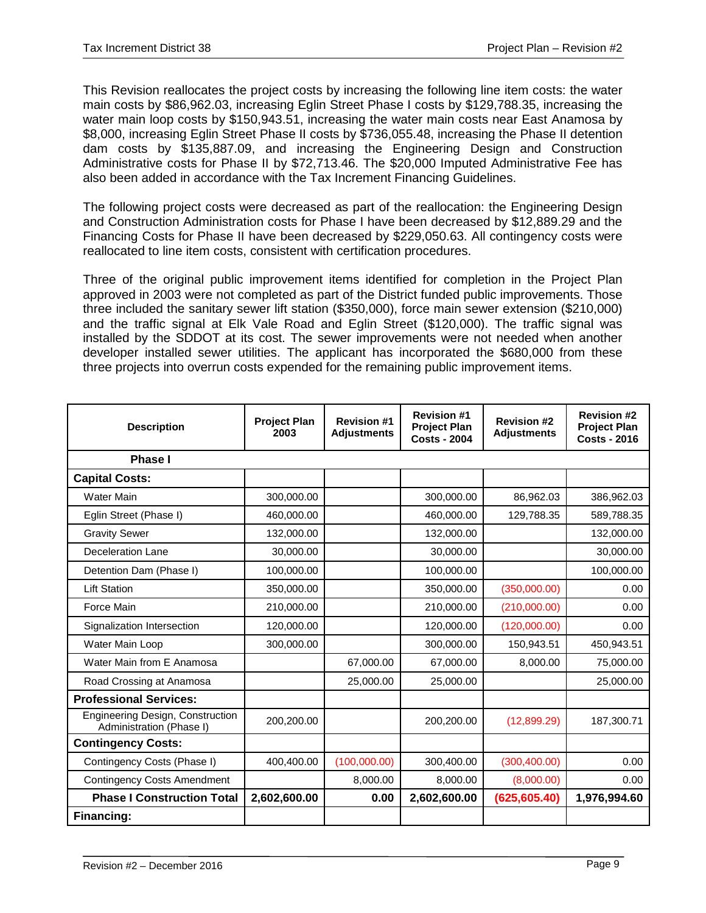This Revision reallocates the project costs by increasing the following line item costs: the water main costs by $86,962.03, increasing Eglin Street Phase I costs by $129,788.35, increasing the water main loop costs by $150,943.51, increasing the water main costs near East Anamosa by $8,000, increasing Eglin Street Phase II costs by $736,055.48, increasing the Phase II detention dam costs by $135,887.09, and increasing the Engineering Design and Construction Administrative costs for Phase II by $72,713.46. The $20,000 Imputed Administrative Fee has also been added in accordance with the Tax Increment Financing Guidelines.

The following project costs were decreased as part of the reallocation: the Engineering Design and Construction Administration costs for Phase I have been decreased by $12,889.29 and the Financing Costs for Phase II have been decreased by $229,050.63. All contingency costs were reallocated to line item costs, consistent with certification procedures.

Three of the original public improvement items identified for completion in the Project Plan approved in 2003 were not completed as part of the District funded public improvements. Those three included the sanitary sewer lift station ($350,000), force main sewer extension ($210,000) and the traffic signal at Elk Vale Road and Eglin Street ($120,000). The traffic signal was installed by the SDDOT at its cost. The sewer improvements were not needed when another developer installed sewer utilities. The applicant has incorporated the $680,000 from these three projects into overrun costs expended for the remaining public improvement items.

| Description | Project Plan 2003 | Revision #1 Adjustments | Revision #1 Project Plan Costs - 2004 | Revision #2 Adjustments | Revision #2 Project Plan Costs - 2016 |
|---|---|---|---|---|---|
| **Phase I** | | | | | |
| **Capital Costs:** | | | | | |
| Water Main | 300,000.00 | | 300,000.00 | 86,962.03 | 386,962.03 |
| Eglin Street (Phase I) | 460,000.00 | | 460,000.00 | 129,788.35 | 589,788.35 |
| Gravity Sewer | 132,000.00 | | 132,000.00 | | 132,000.00 |
| Deceleration Lane | 30,000.00 | | 30,000.00 | | 30,000.00 |
| Detention Dam (Phase I) | 100,000.00 | | 100,000.00 | | 100,000.00 |
| Lift Station | 350,000.00 | | 350,000.00 | (350,000.00) | 0.00 |
| Force Main | 210,000.00 | | 210,000.00 | (210,000.00) | 0.00 |
| Signalization Intersection | 120,000.00 | | 120,000.00 | (120,000.00) | 0.00 |
| Water Main Loop | 300,000.00 | | 300,000.00 | 150,943.51 | 450,943.51 |
| Water Main from E Anamosa | | 67,000.00 | 67,000.00 | 8,000.00 | 75,000.00 |
| Road Crossing at Anamosa | | 25,000.00 | 25,000.00 | | 25,000.00 |
| **Professional Services:** | | | | | |
| Engineering Design, Construction Administration (Phase I) | 200,200.00 | | 200,200.00 | (12,899.29) | 187,300.71 |
| **Contingency Costs:** | | | | | |
| Contingency Costs (Phase I) | 400,400.00 | (100,000.00) | 300,400.00 | (300,400.00) | 0.00 |
| Contingency Costs Amendment | | 8,000.00 | 8,000.00 | (8,000.00) | 0.00 |
| **Phase I Construction Total** | **2,602,600.00** | **0.00** | **2,602,600.00** | **(625,605.40)** | **1,976,994.60** |
| **Financing:** | | | | | |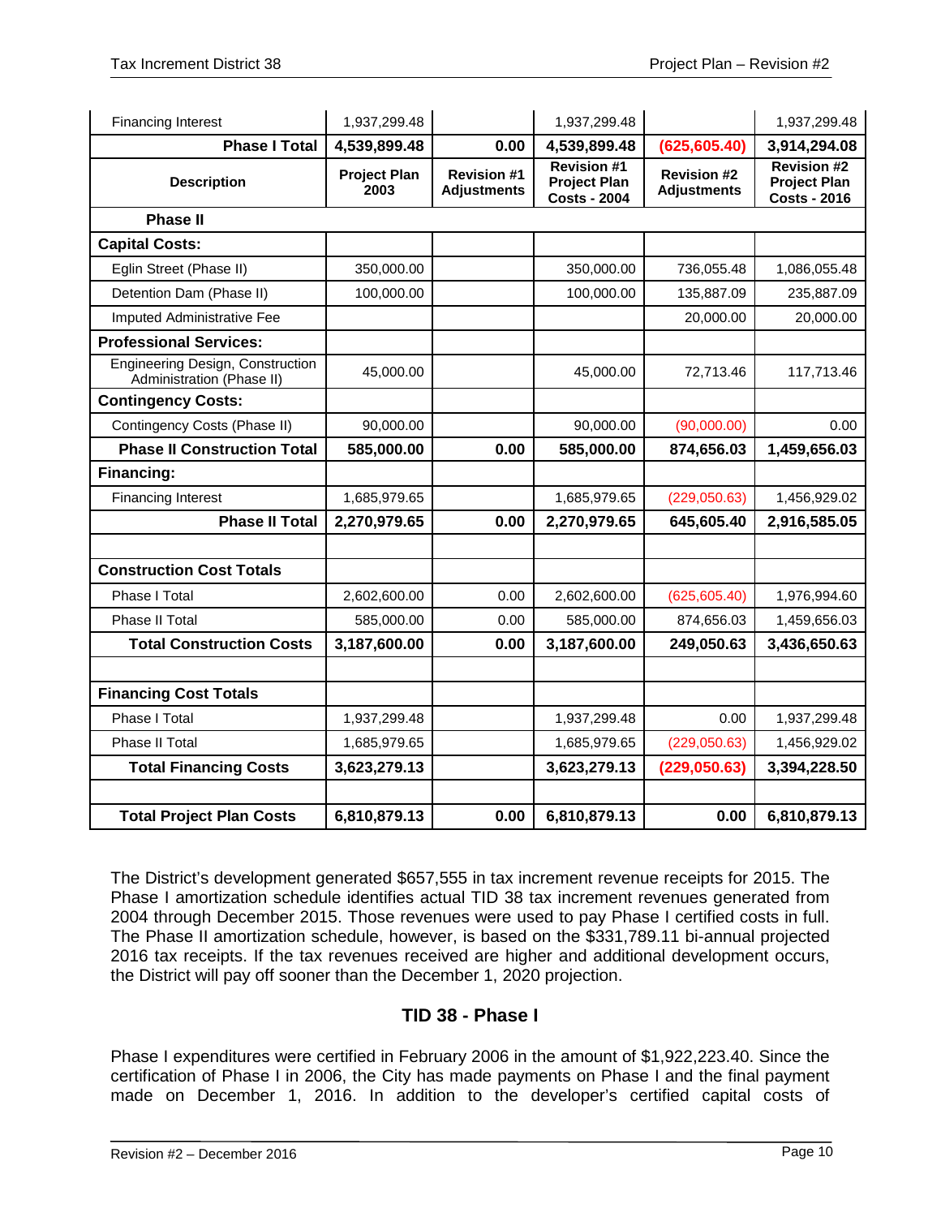| Financing Interest | 1,937,299.48 | | 1,937,299.48 | | 1,937,299.48 |
|---|---|---|---|---|---|
| **Phase I Total** | **4,539,899.48** | **0.00** | **4,539,899.48** | **(625,605.40)** | **3,914,294.08** |
| **Description** | **Project Plan 2003** | **Revision #1 Adjustments** | **Revision #1 Project Plan Costs - 2004** | **Revision #2 Adjustments** | **Revision #2 Project Plan Costs - 2016** |
| **Phase II** | | | | | |
| **Capital Costs:** | | | | | |
| Eglin Street (Phase II) | 350,000.00 | | 350,000.00 | 736,055.48 | 1,086,055.48 |
| Detention Dam (Phase II) | 100,000.00 | | 100,000.00 | 135,887.09 | 235,887.09 |
| Imputed Administrative Fee | | | | 20,000.00 | 20,000.00 |
| **Professional Services:** | | | | | |
| Engineering Design, Construction Administration (Phase II) | 45,000.00 | | 45,000.00 | 72,713.46 | 117,713.46 |
| **Contingency Costs:** | | | | | |
| Contingency Costs (Phase II) | 90,000.00 | | 90,000.00 | (90,000.00) | 0.00 |
| **Phase II Construction Total** | **585,000.00** | **0.00** | **585,000.00** | **874,656.03** | **1,459,656.03** |
| **Financing:** | | | | | |
| Financing Interest | 1,685,979.65 | | 1,685,979.65 | (229,050.63) | 1,456,929.02 |
| **Phase II Total** | **2,270,979.65** | **0.00** | **2,270,979.65** | **645,605.40** | **2,916,585.05** |
| | | | | | |
| **Construction Cost Totals** | | | | | |
| Phase I Total | 2,602,600.00 | 0.00 | 2,602,600.00 | (625,605.40) | 1,976,994.60 |
| Phase II Total | 585,000.00 | 0.00 | 585,000.00 | 874,656.03 | 1,459,656.03 |
| **Total Construction Costs** | **3,187,600.00** | **0.00** | **3,187,600.00** | **249,050.63** | **3,436,650.63** |
| | | | | | |
| **Financing Cost Totals** | | | | | |
| Phase I Total | 1,937,299.48 | | 1,937,299.48 | 0.00 | 1,937,299.48 |
| Phase II Total | 1,685,979.65 | | 1,685,979.65 | (229,050.63) | 1,456,929.02 |
| **Total Financing Costs** | **3,623,279.13** | | **3,623,279.13** | **(229,050.63)** | **3,394,228.50** |
| | | | | | |
| **Total Project Plan Costs** | **6,810,879.13** | **0.00** | **6,810,879.13** | **0.00** | **6,810,879.13** |

The District's development generated $657,555 in tax increment revenue receipts for 2015. The Phase I amortization schedule identifies actual TID 38 tax increment revenues generated from 2004 through December 2015. Those revenues were used to pay Phase I certified costs in full. The Phase II amortization schedule, however, is based on the $331,789.11 bi-annual projected 2016 tax receipts. If the tax revenues received are higher and additional development occurs, the District will pay off sooner than the December 1, 2020 projection.

## TID 38 - Phase I

Phase I expenditures were certified in February 2006 in the amount of $1,922,223.40. Since the certification of Phase I in 2006, the City has made payments on Phase I and the final payment made on December 1, 2016. In addition to the developer's certified capital costs of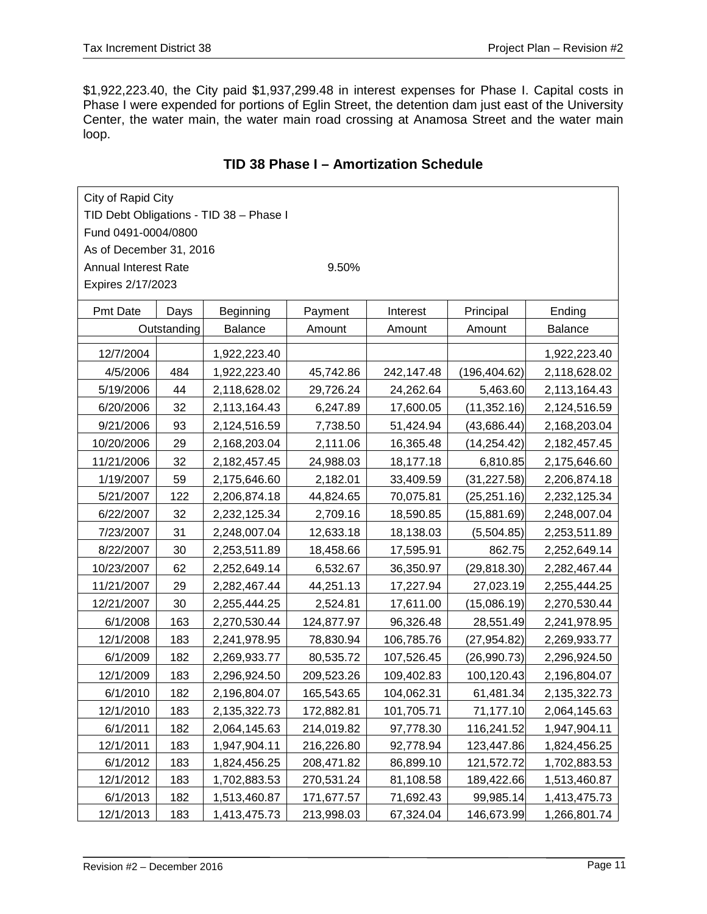$1,922,223.40, the City paid $1,937,299.48 in interest expenses for Phase I. Capital costs in Phase I were expended for portions of Eglin Street, the detention dam just east of the University Center, the water main, the water main road crossing at Anamosa Street and the water main loop.

## TID 38 Phase I – Amortization Schedule

City of Rapid City
TID Debt Obligations - TID 38 – Phase I
Fund 0491-0004/0800
As of December 31, 2016
Annual Interest Rate 9.50%
Expires 2/17/2023

| Pmt Date | Days Outstanding | Beginning Balance | Payment Amount | Interest Amount | Principal Amount | Ending Balance |
|---|---|---|---|---|---|---|
| 12/7/2004 | | 1,922,223.40 | | | | 1,922,223.40 |
| 4/5/2006 | 484 | 1,922,223.40 | 45,742.86 | 242,147.48 | (196,404.62) | 2,118,628.02 |
| 5/19/2006 | 44 | 2,118,628.02 | 29,726.24 | 24,262.64 | 5,463.60 | 2,113,164.43 |
| 6/20/2006 | 32 | 2,113,164.43 | 6,247.89 | 17,600.05 | (11,352.16) | 2,124,516.59 |
| 9/21/2006 | 93 | 2,124,516.59 | 7,738.50 | 51,424.94 | (43,686.44) | 2,168,203.04 |
| 10/20/2006 | 29 | 2,168,203.04 | 2,111.06 | 16,365.48 | (14,254.42) | 2,182,457.45 |
| 11/21/2006 | 32 | 2,182,457.45 | 24,988.03 | 18,177.18 | 6,810.85 | 2,175,646.60 |
| 1/19/2007 | 59 | 2,175,646.60 | 2,182.01 | 33,409.59 | (31,227.58) | 2,206,874.18 |
| 5/21/2007 | 122 | 2,206,874.18 | 44,824.65 | 70,075.81 | (25,251.16) | 2,232,125.34 |
| 6/22/2007 | 32 | 2,232,125.34 | 2,709.16 | 18,590.85 | (15,881.69) | 2,248,007.04 |
| 7/23/2007 | 31 | 2,248,007.04 | 12,633.18 | 18,138.03 | (5,504.85) | 2,253,511.89 |
| 8/22/2007 | 30 | 2,253,511.89 | 18,458.66 | 17,595.91 | 862.75 | 2,252,649.14 |
| 10/23/2007 | 62 | 2,252,649.14 | 6,532.67 | 36,350.97 | (29,818.30) | 2,282,467.44 |
| 11/21/2007 | 29 | 2,282,467.44 | 44,251.13 | 17,227.94 | 27,023.19 | 2,255,444.25 |
| 12/21/2007 | 30 | 2,255,444.25 | 2,524.81 | 17,611.00 | (15,086.19) | 2,270,530.44 |
| 6/1/2008 | 163 | 2,270,530.44 | 124,877.97 | 96,326.48 | 28,551.49 | 2,241,978.95 |
| 12/1/2008 | 183 | 2,241,978.95 | 78,830.94 | 106,785.76 | (27,954.82) | 2,269,933.77 |
| 6/1/2009 | 182 | 2,269,933.77 | 80,535.72 | 107,526.45 | (26,990.73) | 2,296,924.50 |
| 12/1/2009 | 183 | 2,296,924.50 | 209,523.26 | 109,402.83 | 100,120.43 | 2,196,804.07 |
| 6/1/2010 | 182 | 2,196,804.07 | 165,543.65 | 104,062.31 | 61,481.34 | 2,135,322.73 |
| 12/1/2010 | 183 | 2,135,322.73 | 172,882.81 | 101,705.71 | 71,177.10 | 2,064,145.63 |
| 6/1/2011 | 182 | 2,064,145.63 | 214,019.82 | 97,778.30 | 116,241.52 | 1,947,904.11 |
| 12/1/2011 | 183 | 1,947,904.11 | 216,226.80 | 92,778.94 | 123,447.86 | 1,824,456.25 |
| 6/1/2012 | 183 | 1,824,456.25 | 208,471.82 | 86,899.10 | 121,572.72 | 1,702,883.53 |
| 12/1/2012 | 183 | 1,702,883.53 | 270,531.24 | 81,108.58 | 189,422.66 | 1,513,460.87 |
| 6/1/2013 | 182 | 1,513,460.87 | 171,677.57 | 71,692.43 | 99,985.14 | 1,413,475.73 |
| 12/1/2013 | 183 | 1,413,475.73 | 213,998.03 | 67,324.04 | 146,673.99 | 1,266,801.74 |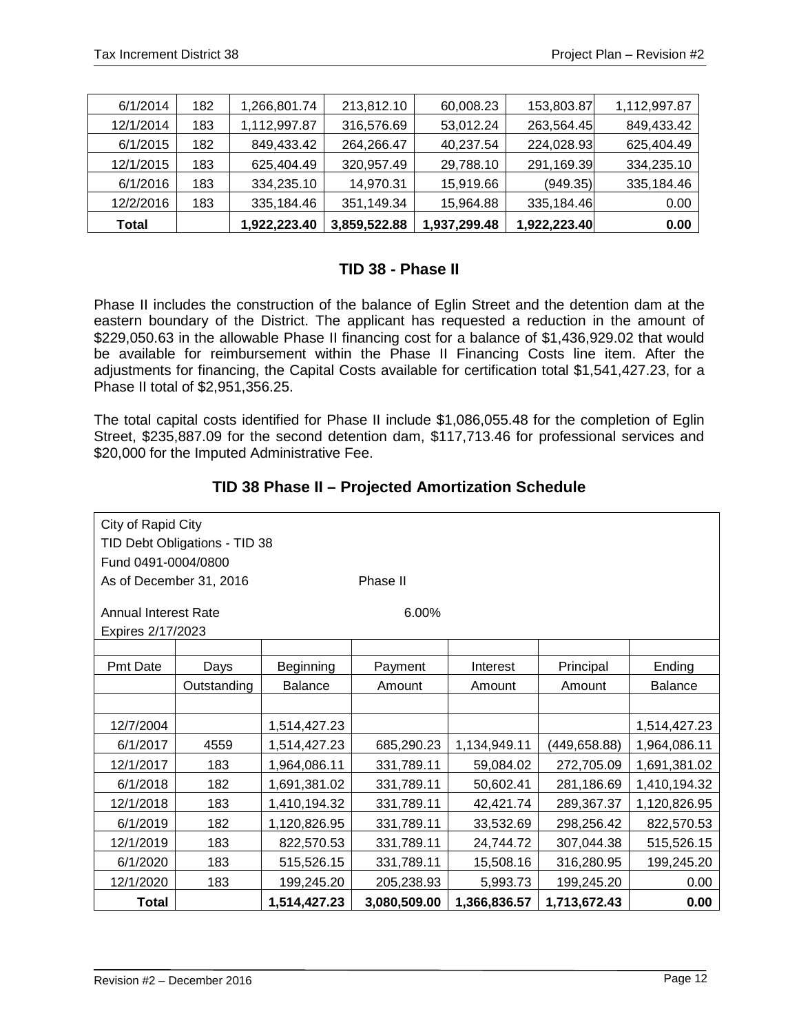| | | | | | | |
|---|---|---|---|---|---|---|
| 6/1/2014 | 182 | 1,266,801.74 | 213,812.10 | 60,008.23 | 153,803.87 | 1,112,997.87 |
| 12/1/2014 | 183 | 1,112,997.87 | 316,576.69 | 53,012.24 | 263,564.45 | 849,433.42 |
| 6/1/2015 | 182 | 849,433.42 | 264,266.47 | 40,237.54 | 224,028.93 | 625,404.49 |
| 12/1/2015 | 183 | 625,404.49 | 320,957.49 | 29,788.10 | 291,169.39 | 334,235.10 |
| 6/1/2016 | 183 | 334,235.10 | 14,970.31 | 15,919.66 | (949.35) | 335,184.46 |
| 12/2/2016 | 183 | 335,184.46 | 351,149.34 | 15,964.88 | 335,184.46 | 0.00 |
| **Total** | | **1,922,223.40** | **3,859,522.88** | **1,937,299.48** | **1,922,223.40** | **0.00** |

## TID 38 - Phase II

Phase II includes the construction of the balance of Eglin Street and the detention dam at the eastern boundary of the District. The applicant has requested a reduction in the amount of $229,050.63 in the allowable Phase II financing cost for a balance of $1,436,929.02 that would be available for reimbursement within the Phase II Financing Costs line item. After the adjustments for financing, the Capital Costs available for certification total $1,541,427.23, for a Phase II total of $2,951,356.25.

The total capital costs identified for Phase II include $1,086,055.48 for the completion of Eglin Street, $235,887.09 for the second detention dam, $117,713.46 for professional services and $20,000 for the Imputed Administrative Fee.

## TID 38 Phase II – Projected Amortization Schedule

City of Rapid City
TID Debt Obligations - TID 38
Fund 0491-0004/0800
As of December 31, 2016 Phase II

Annual Interest Rate 6.00%
Expires 2/17/2023

| Pmt Date | Days Outstanding | Beginning Balance | Payment Amount | Interest Amount | Principal Amount | Ending Balance |
|---|---|---|---|---|---|---|
| 12/7/2004 | | 1,514,427.23 | | | | 1,514,427.23 |
| 6/1/2017 | 4559 | 1,514,427.23 | 685,290.23 | 1,134,949.11 | (449,658.88) | 1,964,086.11 |
| 12/1/2017 | 183 | 1,964,086.11 | 331,789.11 | 59,084.02 | 272,705.09 | 1,691,381.02 |
| 6/1/2018 | 182 | 1,691,381.02 | 331,789.11 | 50,602.41 | 281,186.69 | 1,410,194.32 |
| 12/1/2018 | 183 | 1,410,194.32 | 331,789.11 | 42,421.74 | 289,367.37 | 1,120,826.95 |
| 6/1/2019 | 182 | 1,120,826.95 | 331,789.11 | 33,532.69 | 298,256.42 | 822,570.53 |
| 12/1/2019 | 183 | 822,570.53 | 331,789.11 | 24,744.72 | 307,044.38 | 515,526.15 |
| 6/1/2020 | 183 | 515,526.15 | 331,789.11 | 15,508.16 | 316,280.95 | 199,245.20 |
| 12/1/2020 | 183 | 199,245.20 | 205,238.93 | 5,993.73 | 199,245.20 | 0.00 |
| **Total** | | **1,514,427.23** | **3,080,509.00** | **1,366,836.57** | **1,713,672.43** | **0.00** |